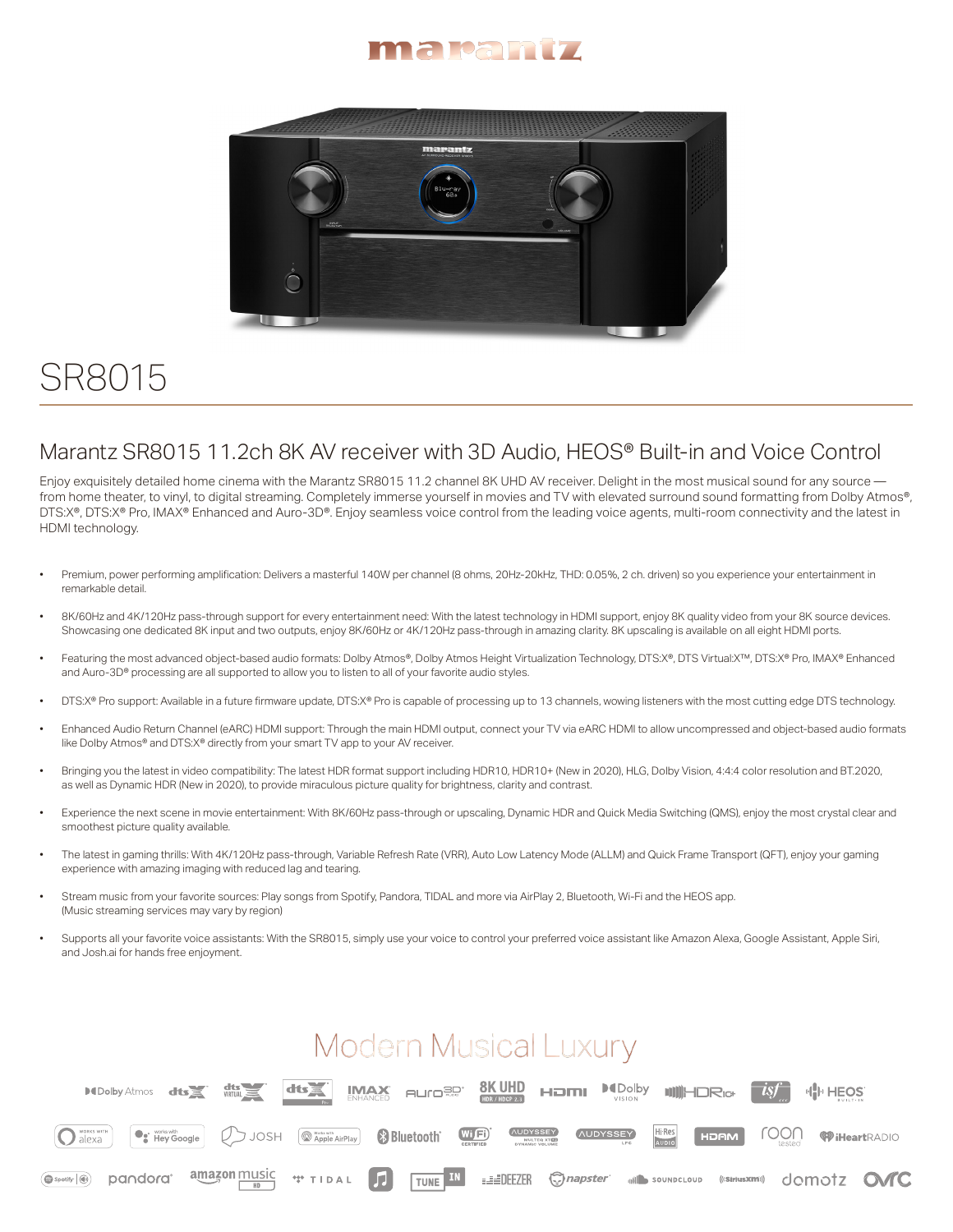# marantz

# SR8015

## Marantz SR8015 11.2ch 8K AV receiver with 3D Audio, HEOS® Built-in and Voice Control

Enjoy exquisitely detailed home cinema with the Marantz SR8015 11.2 channel 8K UHD AV receiver. Delight in the most musical sound for any source — from home theater, to vinyl, to digital streaming. Completely immerse yourself in movies and TV with elevated surround sound formatting from Dolby Atmos®, DTS:X®, DTS:X® Pro, IMAX® Enhanced and Auro-3D®. Enjoy seamless voice control from the leading voice agents, multi-room connectivity and the latest in HDMI technology.

- Premium, power performing amplification: Delivers a masterful 140W per channel (8 ohms, 20Hz-20kHz, THD: 0.05%, 2 ch. driven) so you experience your entertainment in remarkable detail.
- 8K/60Hz and 4K/120Hz pass-through support for every entertainment need: With the latest technology in HDMI support, enjoy 8K quality video from your 8K source devices. Showcasing one dedicated 8K input and two outputs, enjoy 8K/60Hz or 4K/120Hz pass-through in amazing clarity. 8K upscaling is available on all eight HDMI ports.
- Featuring the most advanced object-based audio formats: Dolby Atmos®, Dolby Atmos Height Virtualization Technology, DTS:X®, DTS Virtual:X™, DTS:X® Pro, IMAX® Enhanced and Auro-3D® processing are all supported to allow you to listen to all of your favorite audio styles.
- DTS:X® Pro support: Available in a future firmware update, DTS:X® Pro is capable of processing up to 13 channels, wowing listeners with the most cutting edge DTS technology.
- Enhanced Audio Return Channel (eARC) HDMI support: Through the main HDMI output, connect your TV via eARC HDMI to allow uncompressed and object-based audio formats like Dolby Atmos® and DTS:X® directly from your smart TV app to your AV receiver.
- Bringing you the latest in video compatibility: The latest HDR format support including HDR10, HDR10+ (New in 2020), HLG, Dolby Vision, 4:4:4 color resolution and BT.2020, as well as Dynamic HDR (New in 2020), to provide miraculous picture quality for brightness, clarity and contrast.
- Experience the next scene in movie entertainment: With 8K/60Hz pass-through or upscaling, Dynamic HDR and Quick Media Switching (QMS), enjoy the most crystal clear and smoothest picture quality available.
- The latest in gaming thrills: With 4K/120Hz pass-through, Variable Refresh Rate (VRR), Auto Low Latency Mode (ALLM) and Quick Frame Transport (QFT), enjoy your gaming experience with amazing imaging with reduced lag and tearing.
- Stream music from your favorite sources: Play songs from Spotify, Pandora, TIDAL and more via AirPlay 2, Bluetooth, Wi-Fi and the HEOS app. (Music streaming services may vary by region)
- Supports all your favorite voice assistants: With the SR8015, simply use your voice to control your preferred voice assistant like Amazon Alexa, Google Assistant, Apple Siri, and Josh.ai for hands free enjoyment.

## Modern Musical Luxury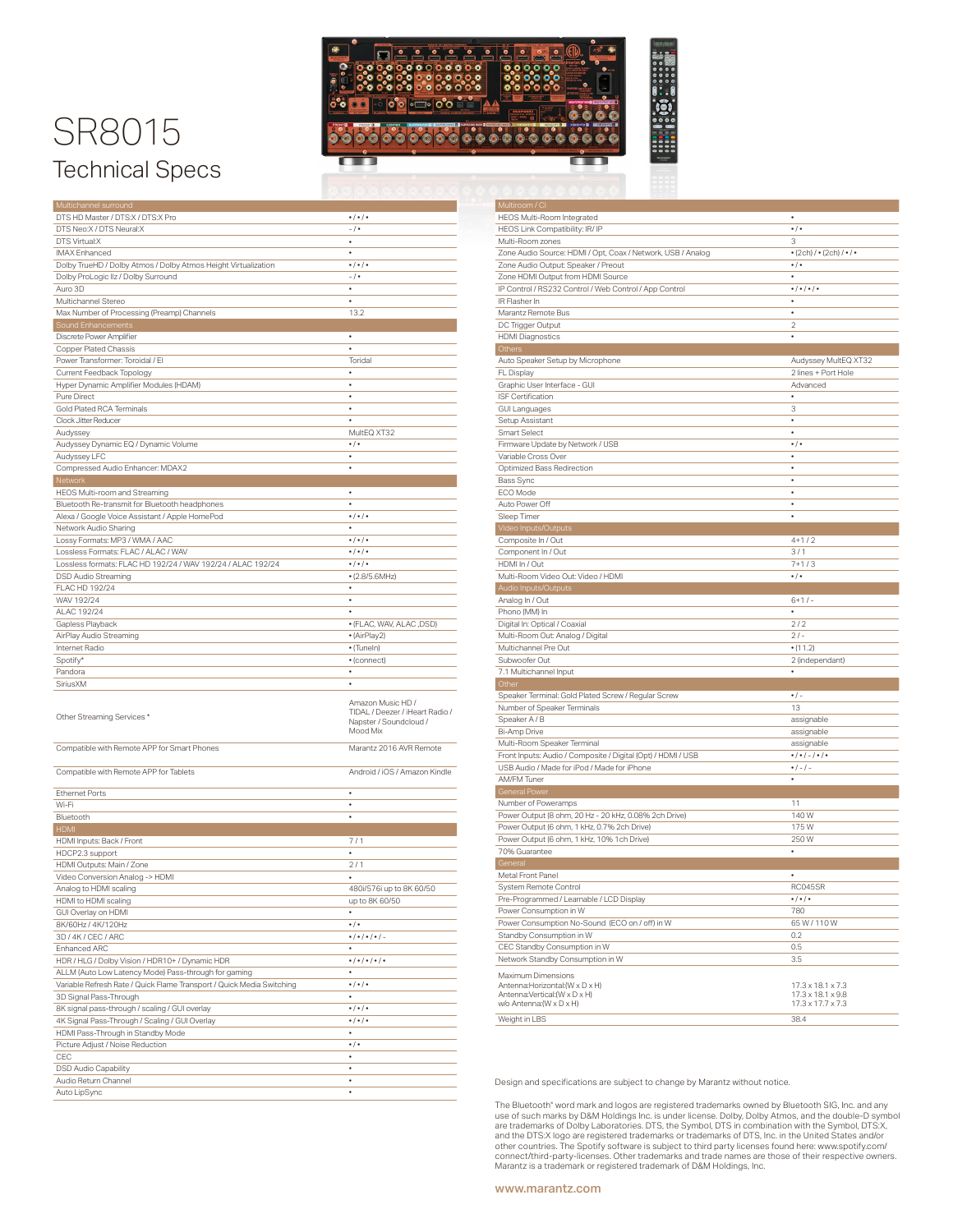# SR8015

## Technical Specs

| | |
|---|---|
| **Multichannel surround** | |
| DTS HD Master / DTS:X / DTS:X Pro | • / • / • |
| DTS Neo:X / DTS Neural:X | - / • |
| DTS Virtual:X | • |
| IMAX Enhanced | • |
| Dolby TrueHD / Dolby Atmos / Dolby Atmos Height Virtualization | • / • / • |
| Dolby ProLogic IIz / Dolby Surround | - / • |
| Auro 3D | • |
| Multichannel Stereo | • |
| Max Number of Processing (Preamp) Channels | 13.2 |
| **Sound Enhancements** | |
| Discrete Power Amplifier | • |
| Copper Plated Chassis | • |
| Power Transformer: Toroidal / EI | Toridal |
| Current Feedback Topology | • |
| Hyper Dynamic Amplifier Modules (HDAM) | • |
| Pure Direct | • |
| Gold Plated RCA Terminals | • |
| Clock Jitter Reducer | • |
| Audyssey | MultEQ XT32 |
| Audyssey Dynamic EQ / Dynamic Volume | • / • |
| Audyssey LFC | • |
| Compressed Audio Enhancer: MDAX2 | • |
| **Network** | |
| HEOS Multi-room and Streaming | • |
| Bluetooth Re-transmit for Bluetooth headphones | • |
| Alexa / Google Voice Assistant / Apple HomePod | • / • / • |
| Network Audio Sharing | • |
| Lossy Formats: MP3 / WMA / AAC | • / • / • |
| Lossless Formats: FLAC / ALAC / WAV | • / • / • |
| Lossless formats: FLAC HD 192/24 / WAV 192/24 / ALAC 192/24 | • / • / • |
| DSD Audio Streaming | • (2.8/5.6MHz) |
| FLAC HD 192/24 | • |
| WAV 192/24 | • |
| ALAC 192/24 | • |
| Gapless Playback | • (FLAC, WAV, ALAC ,DSD) |
| AirPlay Audio Streaming | • (AirPlay2) |
| Internet Radio | • (TuneIn) |
| Spotify* | • (connect) |
| Pandora | • |
| SiriusXM | • |
| Other Streaming Services * | Amazon Music HD / TIDAL / Deezer / iHeart Radio / Napster / Soundcloud / Mood Mix |
| Compatible with Remote APP for Smart Phones | Marantz 2016 AVR Remote |
| Compatible with Remote APP for Tablets | Android / iOS / Amazon Kindle |
| Ethernet Ports | • |
| Wi-Fi | • |
| Bluetooth | • |
| **HDMI** | |
| HDMI Inputs: Back / Front | 7 / 1 |
| HDCP2.3 support | • |
| HDMI Outputs: Main / Zone | 2 / 1 |
| Video Conversion Analog -> HDMI | • |
| Analog to HDMI scaling | 480i/576i up to 8K 60/50 |
| HDMI to HDMI scaling | up to 8K 60/50 |
| GUI Overlay on HDMI | • |
| 8K/60Hz / 4K/120Hz | • / • |
| 3D / 4K / CEC / ARC | • / • / • / • / - |
| Enhanced ARC | • |
| HDR / HLG / Dolby Vision / HDR10+ / Dynamic HDR | • / • / • / • / • |
| ALLM (Auto Low Latency Mode) Pass-through for gaming | • |
| Variable Refresh Rate / Quick Flame Transport / Quick Media Switching | • / • / • |
| 3D Signal Pass-Through | • |
| 8K signal pass-through / scaling / GUI overlay | • / • / • |
| 4K Signal Pass-Through / Scaling / GUI Overlay | • / • / • |
| HDMI Pass-Through in Standby Mode | • |
| Picture Adjust / Noise Reduction | • / • |
| CEC | • |
| DSD Audio Capability | • |
| Audio Return Channel | • |
| Auto LipSync | • |

| | |
|---|---|
| **Multiroom / CI** | |
| HEOS Multi-Room Integrated | • |
| HEOS Link Compatibility: IR/ IP | • / • |
| Multi-Room zones | 3 |
| Zone Audio Source: HDMI / Opt, Coax / Network, USB / Analog | • (2ch) / • (2ch) / • / • |
| Zone Audio Output: Speaker / Preout | • / • |
| Zone HDMI Output from HDMI Source | • |
| IP Control / RS232 Control / Web Control / App Control | • / • / • / • |
| IR Flasher In | • |
| Marantz Remote Bus | • |
| DC Trigger Output | 2 |
| HDMI Diagnostics | • |
| **Others** | |
| Auto Speaker Setup by Microphone | Audyssey MultEQ XT32 |
| FL Display | 2 lines + Port Hole |
| Graphic User Interface - GUI | Advanced |
| ISF Certification | • |
| GUI Languages | 3 |
| Setup Assistant | • |
| Smart Select | • |
| Firmware Update by Network / USB | • / • |
| Variable Cross Over | • |
| Optimized Bass Redirection | • |
| Bass Sync | • |
| ECO Mode | • |
| Auto Power Off | • |
| Sleep Timer | • |
| **Video Inputs/Outputs** | |
| Composite In / Out | 4+1 / 2 |
| Component In / Out | 3 / 1 |
| HDMI In / Out | 7+1 / 3 |
| Multi-Room Video Out: Video / HDMI | • / • |
| **Audio Inputs/Outputs** | |
| Analog In / Out | 6+1 / - |
| Phono (MM) In | • |
| Digital In: Optical / Coaxial | 2 / 2 |
| Multi-Room Out: Analog / Digital | 2 / - |
| Multichannel Pre Out | • (11.2) |
| Subwoofer Out | 2 (independant) |
| 7.1 Multichannel Input | • |
| **Other** | |
| Speaker Terminal: Gold Plated Screw / Regular Screw | • / - |
| Number of Speaker Terminals | 13 |
| Speaker A / B | assignable |
| Bi-Amp Drive | assignable |
| Multi-Room Speaker Terminal | assignable |
| Front Inputs: Audio / Composite / Digital (Opt) / HDMI / USB | • / • / - / • / • |
| USB Audio / Made for iPod / Made for iPhone | • / - / - |
| AM/FM Tuner | • |
| **General Power** | |
| Number of Poweramps | 11 |
| Power Output (8 ohm, 20 Hz - 20 kHz, 0.08% 2ch Drive) | 140 W |
| Power Output (6 ohm, 1 kHz, 0.7% 2ch Drive) | 175 W |
| Power Output (6 ohm, 1 kHz, 10% 1ch Drive) | 250 W |
| 70% Guarantee | • |
| **General** | |
| Metal Front Panel | • |
| System Remote Control | RC045SR |
| Pre-Programmed / Learnable / LCD Display | • / • / • |
| Power Consumption in W | 780 |
| Power Consumption No-Sound (ECO on / off) in W | 65 W / 110 W |
| Standby Consumption in W | 0.2 |
| CEC Standby Consumption in W | 0.5 |
| Network Standby Consumption in W | 3.5 |
| Maximum Dimensions<br>Antenna:Horizontal:(W x D x H)<br>Antenna:Vertical:(W x D x H)<br>w/o Antenna:(W x D x H) | <br>17.3 x 18.1 x 7.3<br>17.3 x 18.1 x 9.8<br>17.3 x 17.7 x 7.3 |
| Weight in LBS | 38.4 |

Design and specifications are subject to change by Marantz without notice.

The Bluetooth® word mark and logos are registered trademarks owned by Bluetooth SIG, Inc. and any use of such marks by D&M Holdings Inc. is under license. Dolby, Dolby Atmos, and the double-D symbol are trademarks of Dolby Laboratories. DTS, the Symbol, DTS in combination with the Symbol, DTS:X, and the DTS:X logo are registered trademarks or trademarks of DTS, Inc. in the United States and/or other countries. The Spotify software is subject to third party licenses found here: www.spotify.com/connect/third-party-licenses. Other trademarks and trade names are those of their respective owners. Marantz is a trademark or registered trademark of D&M Holdings, Inc.

www.marantz.com